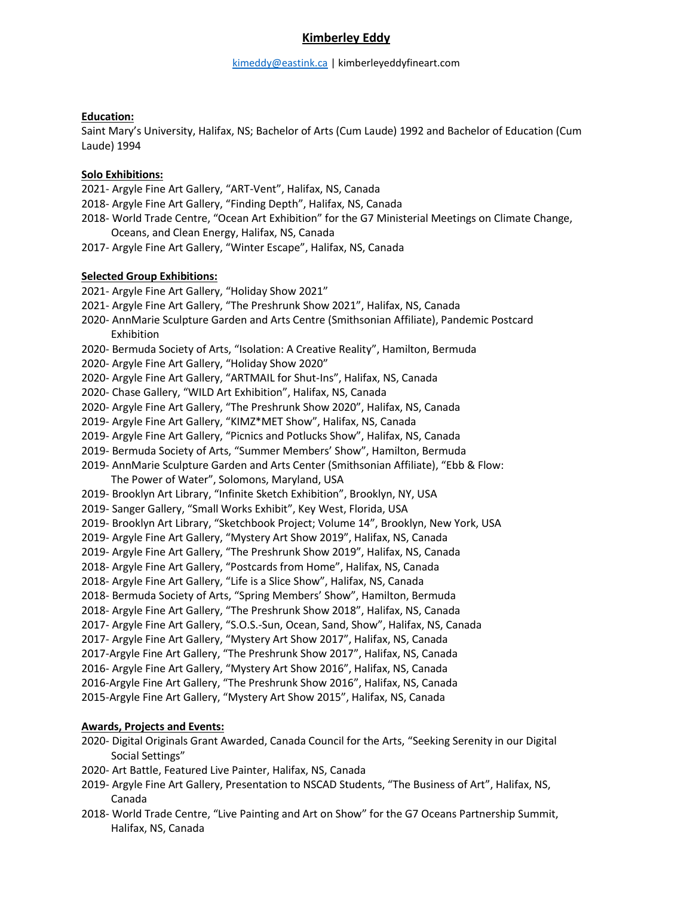# Kimberley Eddy

kimeddy@eastink.ca | kimberleyeddyfineart.com

**Education:**

Saint Mary's University, Halifax, NS; Bachelor of Arts (Cum Laude) 1992 and Bachelor of Education (Cum Laude) 1994

**Solo Exhibitions:**

2021- Argyle Fine Art Gallery, "ART-Vent", Halifax, NS, Canada
2018- Argyle Fine Art Gallery, "Finding Depth", Halifax, NS, Canada
2018- World Trade Centre, "Ocean Art Exhibition" for the G7 Ministerial Meetings on Climate Change, Oceans, and Clean Energy, Halifax, NS, Canada
2017- Argyle Fine Art Gallery, "Winter Escape", Halifax, NS, Canada

**Selected Group Exhibitions:**

2021- Argyle Fine Art Gallery, "Holiday Show 2021"
2021- Argyle Fine Art Gallery, "The Preshrunk Show 2021", Halifax, NS, Canada
2020- AnnMarie Sculpture Garden and Arts Centre (Smithsonian Affiliate), Pandemic Postcard Exhibition
2020- Bermuda Society of Arts, "Isolation: A Creative Reality", Hamilton, Bermuda
2020- Argyle Fine Art Gallery, "Holiday Show 2020"
2020- Argyle Fine Art Gallery, "ARTMAIL for Shut-Ins", Halifax, NS, Canada
2020- Chase Gallery, "WILD Art Exhibition", Halifax, NS, Canada
2020- Argyle Fine Art Gallery, "The Preshrunk Show 2020", Halifax, NS, Canada
2019- Argyle Fine Art Gallery, "KIMZ*MET Show", Halifax, NS, Canada
2019- Argyle Fine Art Gallery, "Picnics and Potlucks Show", Halifax, NS, Canada
2019- Bermuda Society of Arts, "Summer Members' Show", Hamilton, Bermuda
2019- AnnMarie Sculpture Garden and Arts Center (Smithsonian Affiliate), "Ebb & Flow: The Power of Water", Solomons, Maryland, USA
2019- Brooklyn Art Library, "Infinite Sketch Exhibition", Brooklyn, NY, USA
2019- Sanger Gallery, "Small Works Exhibit", Key West, Florida, USA
2019- Brooklyn Art Library, "Sketchbook Project; Volume 14", Brooklyn, New York, USA
2019- Argyle Fine Art Gallery, "Mystery Art Show 2019", Halifax, NS, Canada
2019- Argyle Fine Art Gallery, "The Preshrunk Show 2019", Halifax, NS, Canada
2018- Argyle Fine Art Gallery, "Postcards from Home", Halifax, NS, Canada
2018- Argyle Fine Art Gallery, "Life is a Slice Show", Halifax, NS, Canada
2018- Bermuda Society of Arts, "Spring Members' Show", Hamilton, Bermuda
2018- Argyle Fine Art Gallery, "The Preshrunk Show 2018", Halifax, NS, Canada
2017- Argyle Fine Art Gallery, "S.O.S.-Sun, Ocean, Sand, Show", Halifax, NS, Canada
2017- Argyle Fine Art Gallery, "Mystery Art Show 2017", Halifax, NS, Canada
2017-Argyle Fine Art Gallery, "The Preshrunk Show 2017", Halifax, NS, Canada
2016- Argyle Fine Art Gallery, "Mystery Art Show 2016", Halifax, NS, Canada
2016-Argyle Fine Art Gallery, "The Preshrunk Show 2016", Halifax, NS, Canada
2015-Argyle Fine Art Gallery, "Mystery Art Show 2015", Halifax, NS, Canada

**Awards, Projects and Events:**

2020- Digital Originals Grant Awarded, Canada Council for the Arts, "Seeking Serenity in our Digital Social Settings"
2020- Art Battle, Featured Live Painter, Halifax, NS, Canada
2019- Argyle Fine Art Gallery, Presentation to NSCAD Students, "The Business of Art", Halifax, NS, Canada
2018- World Trade Centre, "Live Painting and Art on Show" for the G7 Oceans Partnership Summit, Halifax, NS, Canada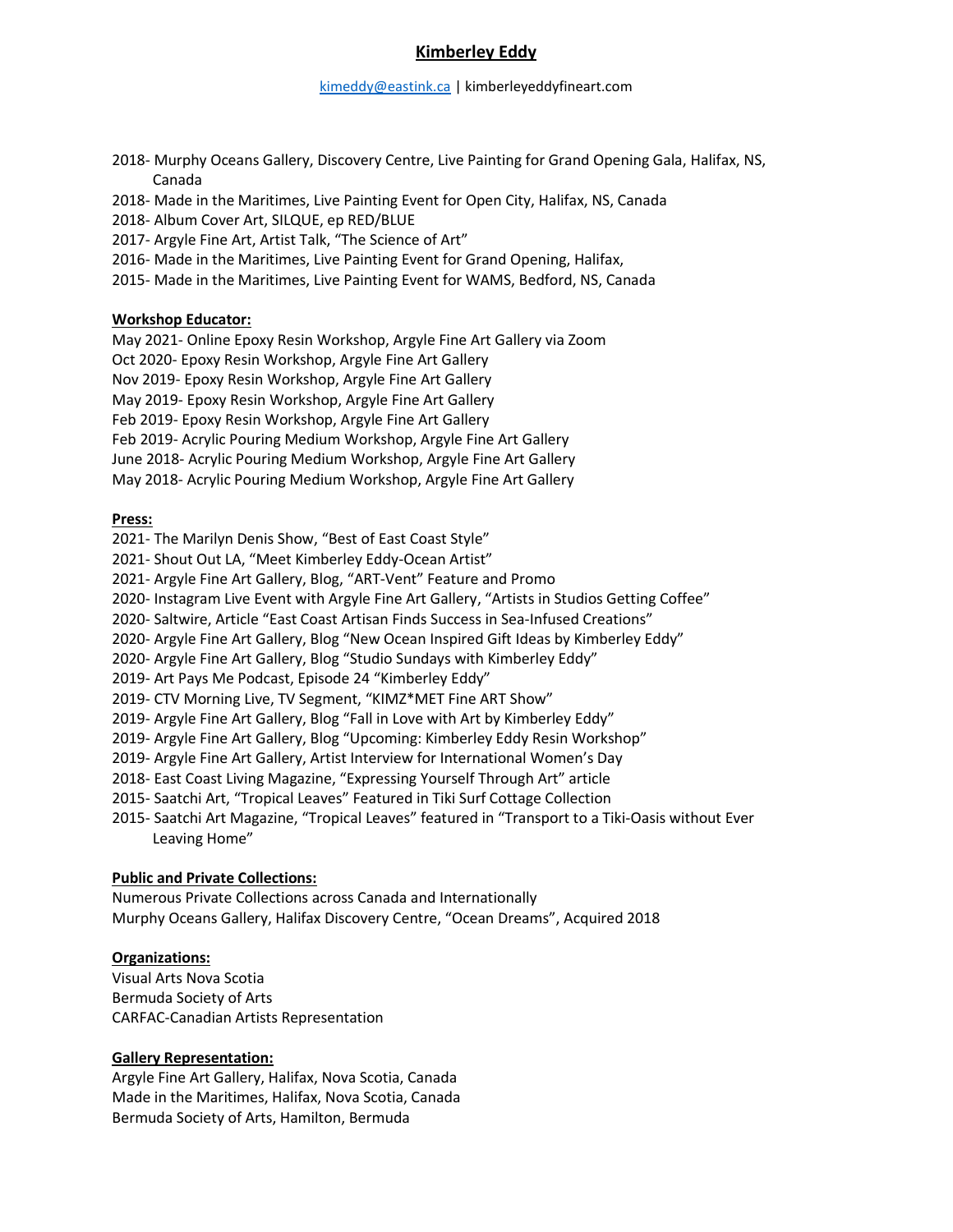# Kimberley Eddy

kimeddy@eastink.ca | kimberleyeddyfineart.com

2018- Murphy Oceans Gallery, Discovery Centre, Live Painting for Grand Opening Gala, Halifax, NS, Canada
2018- Made in the Maritimes, Live Painting Event for Open City, Halifax, NS, Canada
2018- Album Cover Art, SILQUE, ep RED/BLUE
2017- Argyle Fine Art, Artist Talk, "The Science of Art"
2016- Made in the Maritimes, Live Painting Event for Grand Opening, Halifax,
2015- Made in the Maritimes, Live Painting Event for WAMS, Bedford, NS, Canada

**Workshop Educator:**

May 2021- Online Epoxy Resin Workshop, Argyle Fine Art Gallery via Zoom
Oct 2020- Epoxy Resin Workshop, Argyle Fine Art Gallery
Nov 2019- Epoxy Resin Workshop, Argyle Fine Art Gallery
May 2019- Epoxy Resin Workshop, Argyle Fine Art Gallery
Feb 2019- Epoxy Resin Workshop, Argyle Fine Art Gallery
Feb 2019- Acrylic Pouring Medium Workshop, Argyle Fine Art Gallery
June 2018- Acrylic Pouring Medium Workshop, Argyle Fine Art Gallery
May 2018- Acrylic Pouring Medium Workshop, Argyle Fine Art Gallery

**Press:**

2021- The Marilyn Denis Show, "Best of East Coast Style"
2021- Shout Out LA, "Meet Kimberley Eddy-Ocean Artist"
2021- Argyle Fine Art Gallery, Blog, "ART-Vent" Feature and Promo
2020- Instagram Live Event with Argyle Fine Art Gallery, "Artists in Studios Getting Coffee"
2020- Saltwire, Article "East Coast Artisan Finds Success in Sea-Infused Creations"
2020- Argyle Fine Art Gallery, Blog "New Ocean Inspired Gift Ideas by Kimberley Eddy"
2020- Argyle Fine Art Gallery, Blog "Studio Sundays with Kimberley Eddy"
2019- Art Pays Me Podcast, Episode 24 "Kimberley Eddy"
2019- CTV Morning Live, TV Segment, "KIMZ*MET Fine ART Show"
2019- Argyle Fine Art Gallery, Blog "Fall in Love with Art by Kimberley Eddy"
2019- Argyle Fine Art Gallery, Blog "Upcoming: Kimberley Eddy Resin Workshop"
2019- Argyle Fine Art Gallery, Artist Interview for International Women's Day
2018- East Coast Living Magazine, "Expressing Yourself Through Art" article
2015- Saatchi Art, "Tropical Leaves" Featured in Tiki Surf Cottage Collection
2015- Saatchi Art Magazine, "Tropical Leaves" featured in "Transport to a Tiki-Oasis without Ever Leaving Home"

**Public and Private Collections:**

Numerous Private Collections across Canada and Internationally
Murphy Oceans Gallery, Halifax Discovery Centre, "Ocean Dreams", Acquired 2018

**Organizations:**

Visual Arts Nova Scotia
Bermuda Society of Arts
CARFAC-Canadian Artists Representation

**Gallery Representation:**

Argyle Fine Art Gallery, Halifax, Nova Scotia, Canada
Made in the Maritimes, Halifax, Nova Scotia, Canada
Bermuda Society of Arts, Hamilton, Bermuda